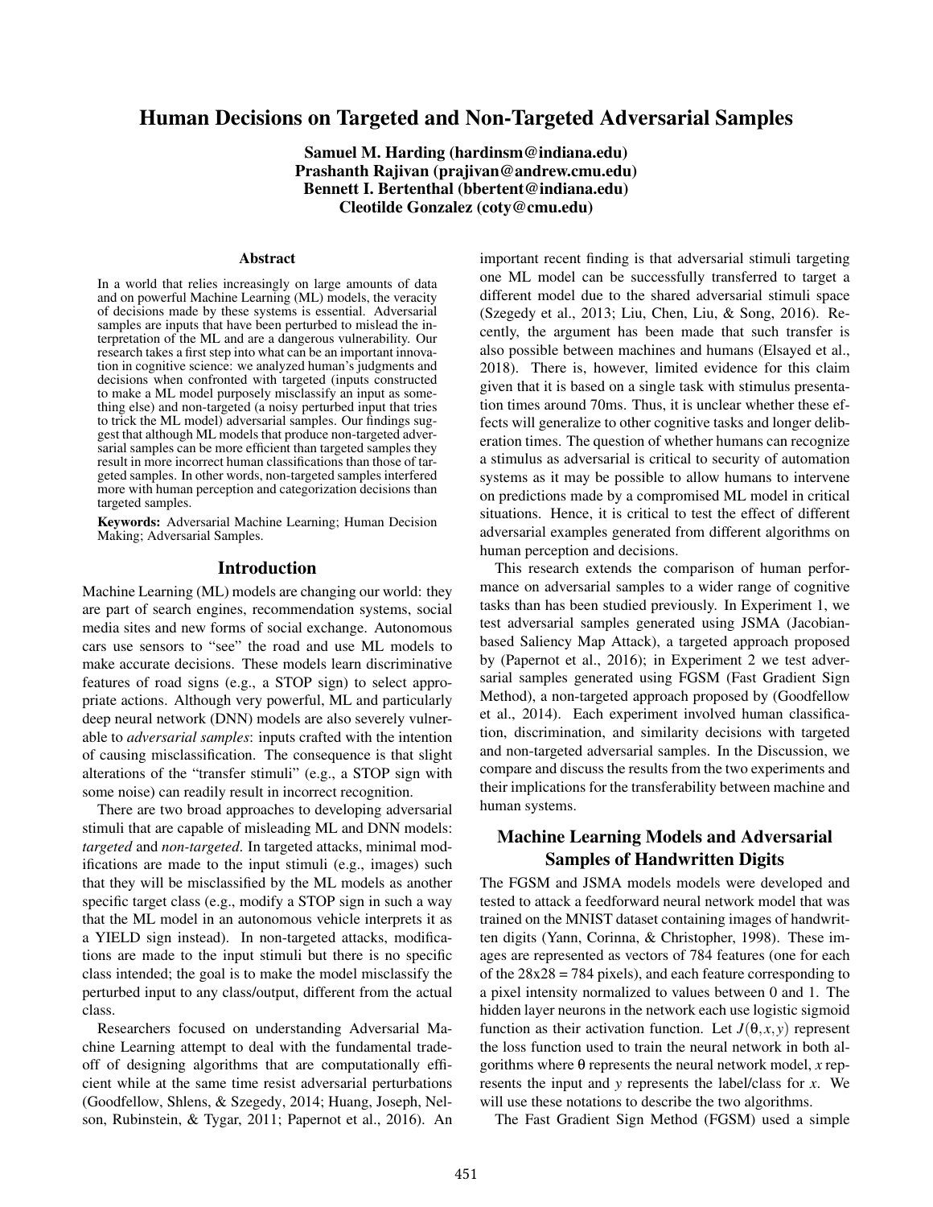# Human Decisions on Targeted and Non-Targeted Adversarial Samples

**Samuel M. Harding (hardinsm@indiana.edu)**
**Prashanth Rajivan (prajivan@andrew.cmu.edu)**
**Bennett I. Bertenthal (bbertent@indiana.edu)**
**Cleotilde Gonzalez (coty@cmu.edu)**

## Abstract

In a world that relies increasingly on large amounts of data and on powerful Machine Learning (ML) models, the veracity of decisions made by these systems is essential. Adversarial samples are inputs that have been perturbed to mislead the interpretation of the ML and are a dangerous vulnerability. Our research takes a first step into what can be an important innovation in cognitive science: we analyzed human's judgments and decisions when confronted with targeted (inputs constructed to make a ML model purposely misclassify an input as something else) and non-targeted (a noisy perturbed input that tries to trick the ML model) adversarial samples. Our findings suggest that although ML models that produce non-targeted adversarial samples can be more efficient than targeted samples they result in more incorrect human classifications than those of targeted samples. In other words, non-targeted samples interfered more with human perception and categorization decisions than targeted samples.

**Keywords:** Adversarial Machine Learning; Human Decision Making; Adversarial Samples.

## Introduction

Machine Learning (ML) models are changing our world: they are part of search engines, recommendation systems, social media sites and new forms of social exchange. Autonomous cars use sensors to "see" the road and use ML models to make accurate decisions. These models learn discriminative features of road signs (e.g., a STOP sign) to select appropriate actions. Although very powerful, ML and particularly deep neural network (DNN) models are also severely vulnerable to *adversarial samples*: inputs crafted with the intention of causing misclassification. The consequence is that slight alterations of the "transfer stimuli" (e.g., a STOP sign with some noise) can readily result in incorrect recognition.

There are two broad approaches to developing adversarial stimuli that are capable of misleading ML and DNN models: *targeted* and *non-targeted*. In targeted attacks, minimal modifications are made to the input stimuli (e.g., images) such that they will be misclassified by the ML models as another specific target class (e.g., modify a STOP sign in such a way that the ML model in an autonomous vehicle interprets it as a YIELD sign instead). In non-targeted attacks, modifications are made to the input stimuli but there is no specific class intended; the goal is to make the model misclassify the perturbed input to any class/output, different from the actual class.

Researchers focused on understanding Adversarial Machine Learning attempt to deal with the fundamental trade-off of designing algorithms that are computationally efficient while at the same time resist adversarial perturbations (Goodfellow, Shlens, & Szegedy, 2014; Huang, Joseph, Nelson, Rubinstein, & Tygar, 2011; Papernot et al., 2016). An important recent finding is that adversarial stimuli targeting one ML model can be successfully transferred to target a different model due to the shared adversarial stimuli space (Szegedy et al., 2013; Liu, Chen, Liu, & Song, 2016). Recently, the argument has been made that such transfer is also possible between machines and humans (Elsayed et al., 2018). There is, however, limited evidence for this claim given that it is based on a single task with stimulus presentation times around 70ms. Thus, it is unclear whether these effects will generalize to other cognitive tasks and longer deliberation times. The question of whether humans can recognize a stimulus as adversarial is critical to security of automation systems as it may be possible to allow humans to intervene on predictions made by a compromised ML model in critical situations. Hence, it is critical to test the effect of different adversarial examples generated from different algorithms on human perception and decisions.

This research extends the comparison of human performance on adversarial samples to a wider range of cognitive tasks than has been studied previously. In Experiment 1, we test adversarial samples generated using JSMA (Jacobian-based Saliency Map Attack), a targeted approach proposed by (Papernot et al., 2016); in Experiment 2 we test adversarial samples generated using FGSM (Fast Gradient Sign Method), a non-targeted approach proposed by (Goodfellow et al., 2014). Each experiment involved human classification, discrimination, and similarity decisions with targeted and non-targeted adversarial samples. In the Discussion, we compare and discuss the results from the two experiments and their implications for the transferability between machine and human systems.

## Machine Learning Models and Adversarial Samples of Handwritten Digits

The FGSM and JSMA models models were developed and tested to attack a feedforward neural network model that was trained on the MNIST dataset containing images of handwritten digits (Yann, Corinna, & Christopher, 1998). These images are represented as vectors of 784 features (one for each of the 28x28 = 784 pixels), and each feature corresponding to a pixel intensity normalized to values between 0 and 1. The hidden layer neurons in the network each use logistic sigmoid function as their activation function. Let $J(\theta, x, y)$ represent the loss function used to train the neural network in both algorithms where $\theta$ represents the neural network model, $x$ represents the input and $y$ represents the label/class for $x$. We will use these notations to describe the two algorithms.

The Fast Gradient Sign Method (FGSM) used a simple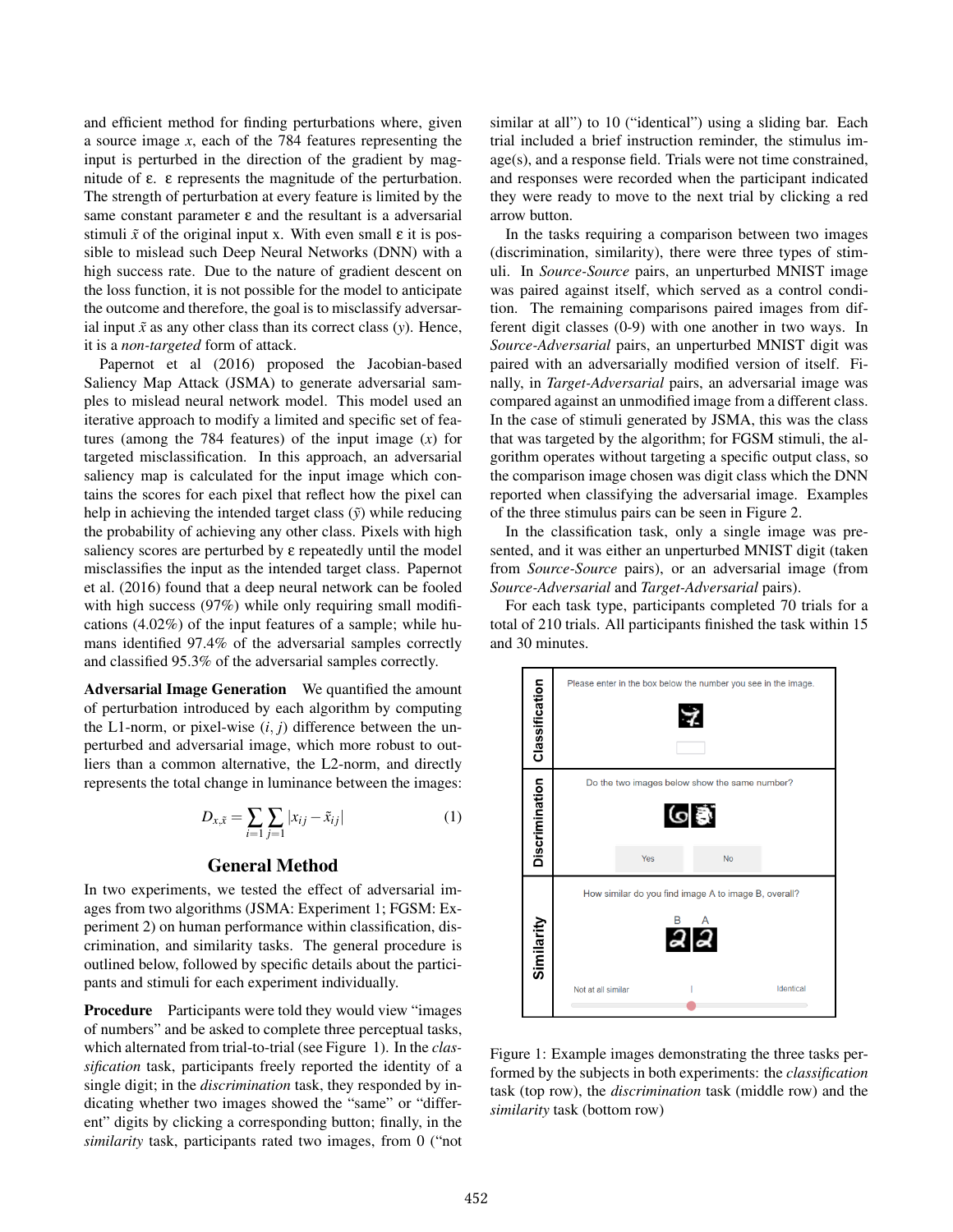and efficient method for finding perturbations where, given a source image $x$, each of the 784 features representing the input is perturbed in the direction of the gradient by magnitude of ε. ε represents the magnitude of the perturbation. The strength of perturbation at every feature is limited by the same constant parameter ε and the resultant is a adversarial stimuli $\tilde{x}$ of the original input x. With even small ε it is possible to mislead such Deep Neural Networks (DNN) with a high success rate. Due to the nature of gradient descent on the loss function, it is not possible for the model to anticipate the outcome and therefore, the goal is to misclassify adversarial input $\tilde{x}$ as any other class than its correct class ($y$). Hence, it is a *non-targeted* form of attack.

Papernot et al (2016) proposed the Jacobian-based Saliency Map Attack (JSMA) to generate adversarial samples to mislead neural network model. This model used an iterative approach to modify a limited and specific set of features (among the 784 features) of the input image ($x$) for targeted misclassification. In this approach, an adversarial saliency map is calculated for the input image which contains the scores for each pixel that reflect how the pixel can help in achieving the intended target class ($\tilde{y}$) while reducing the probability of achieving any other class. Pixels with high saliency scores are perturbed by ε repeatedly until the model misclassifies the input as the intended target class. Papernot et al. (2016) found that a deep neural network can be fooled with high success (97%) while only requiring small modifications (4.02%) of the input features of a sample; while humans identified 97.4% of the adversarial samples correctly and classified 95.3% of the adversarial samples correctly.

**Adversarial Image Generation** We quantified the amount of perturbation introduced by each algorithm by computing the L1-norm, or pixel-wise $(i, j)$ difference between the unperturbed and adversarial image, which more robust to outliers than a common alternative, the L2-norm, and directly represents the total change in luminance between the images:

$$D_{x,\tilde{x}} = \sum_{i=1} \sum_{j=1} |x_{ij} - \tilde{x}_{ij}| \quad (1)$$

## General Method

In two experiments, we tested the effect of adversarial images from two algorithms (JSMA: Experiment 1; FGSM: Experiment 2) on human performance within classification, discrimination, and similarity tasks. The general procedure is outlined below, followed by specific details about the participants and stimuli for each experiment individually.

**Procedure** Participants were told they would view "images of numbers" and be asked to complete three perceptual tasks, which alternated from trial-to-trial (see Figure 1). In the *classification* task, participants freely reported the identity of a single digit; in the *discrimination* task, they responded by indicating whether two images showed the "same" or "different" digits by clicking a corresponding button; finally, in the *similarity* task, participants rated two images, from 0 ("not similar at all") to 10 ("identical") using a sliding bar. Each trial included a brief instruction reminder, the stimulus image(s), and a response field. Trials were not time constrained, and responses were recorded when the participant indicated they were ready to move to the next trial by clicking a red arrow button.

In the tasks requiring a comparison between two images (discrimination, similarity), there were three types of stimuli. In *Source-Source* pairs, an unperturbed MNIST image was paired against itself, which served as a control condition. The remaining comparisons paired images from different digit classes (0-9) with one another in two ways. In *Source-Adversarial* pairs, an unperturbed MNIST digit was paired with an adversarially modified version of itself. Finally, in *Target-Adversarial* pairs, an adversarial image was compared against an unmodified image from a different class. In the case of stimuli generated by JSMA, this was the class that was targeted by the algorithm; for FGSM stimuli, the algorithm operates without targeting a specific output class, so the comparison image chosen was digit class which the DNN reported when classifying the adversarial image. Examples of the three stimulus pairs can be seen in Figure 2.

In the classification task, only a single image was presented, and it was either an unperturbed MNIST digit (taken from *Source-Source* pairs), or an adversarial image (from *Source-Adversarial* and *Target-Adversarial* pairs).

For each task type, participants completed 70 trials for a total of 210 trials. All participants finished the task within 15 and 30 minutes.

Figure 1: Example images demonstrating the three tasks performed by the subjects in both experiments: the *classification* task (top row), the *discrimination* task (middle row) and the *similarity* task (bottom row)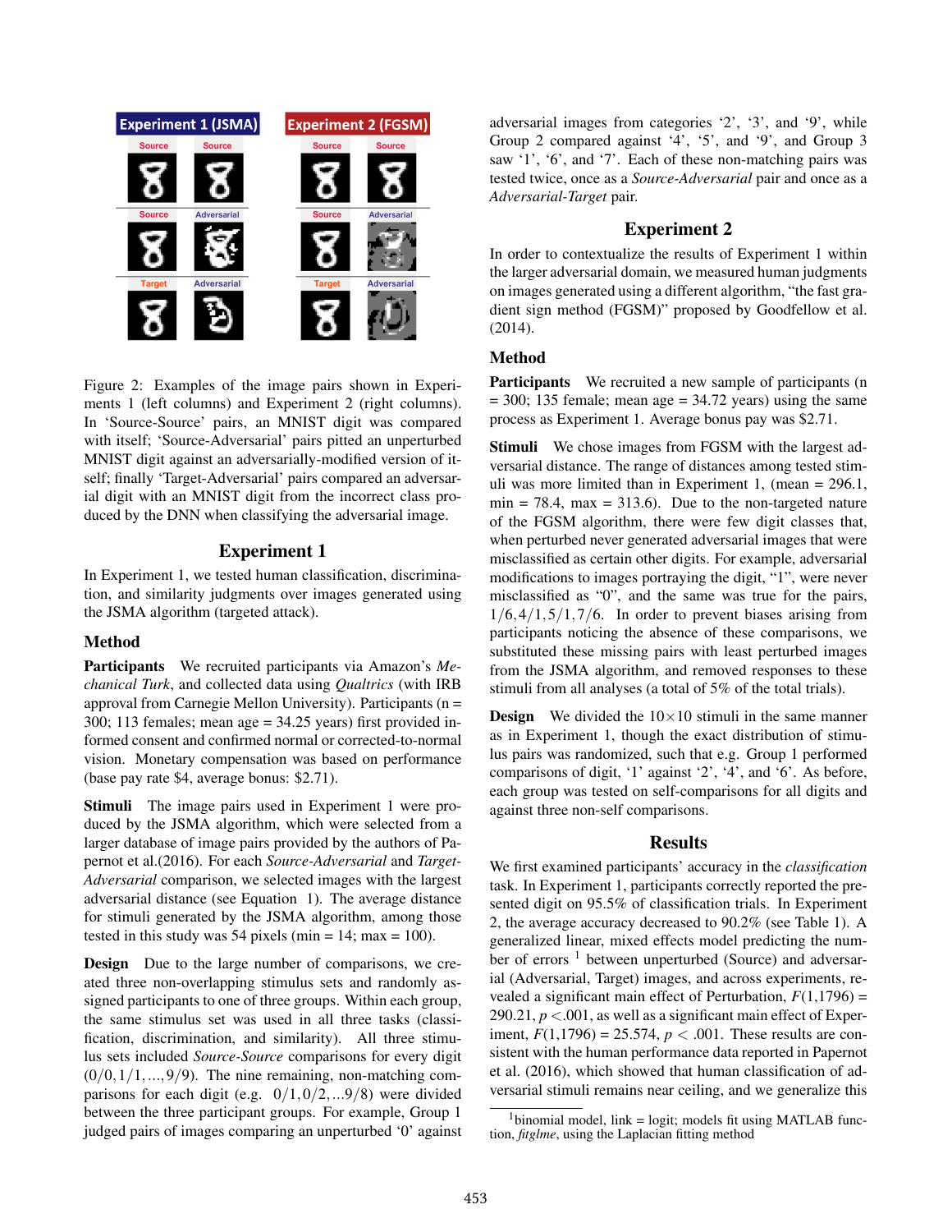Figure 2: Examples of the image pairs shown in Experiments 1 (left columns) and Experiment 2 (right columns). In 'Source-Source' pairs, an MNIST digit was compared with itself; 'Source-Adversarial' pairs pitted an unperturbed MNIST digit against an adversarially-modified version of itself; finally 'Target-Adversarial' pairs compared an adversarial digit with an MNIST digit from the incorrect class produced by the DNN when classifying the adversarial image.

## Experiment 1

In Experiment 1, we tested human classification, discrimination, and similarity judgments over images generated using the JSMA algorithm (targeted attack).

### Method

**Participants** We recruited participants via Amazon's *Mechanical Turk*, and collected data using *Qualtrics* (with IRB approval from Carnegie Mellon University). Participants (n = 300; 113 females; mean age = 34.25 years) first provided informed consent and confirmed normal or corrected-to-normal vision. Monetary compensation was based on performance (base pay rate $4, average bonus: $2.71).

**Stimuli** The image pairs used in Experiment 1 were produced by the JSMA algorithm, which were selected from a larger database of image pairs provided by the authors of Papernot et al.(2016). For each *Source-Adversarial* and *Target-Adversarial* comparison, we selected images with the largest adversarial distance (see Equation 1). The average distance for stimuli generated by the JSMA algorithm, among those tested in this study was 54 pixels (min = 14; max = 100).

**Design** Due to the large number of comparisons, we created three non-overlapping stimulus sets and randomly assigned participants to one of three groups. Within each group, the same stimulus set was used in all three tasks (classification, discrimination, and similarity). All three stimulus sets included *Source-Source* comparisons for every digit $(0/0, 1/1, \ldots, 9/9)$. The nine remaining, non-matching comparisons for each digit (e.g. $0/1, 0/2, \ldots 9/8$) were divided between the three participant groups. For example, Group 1 judged pairs of images comparing an unperturbed '0' against adversarial images from categories '2', '3', and '9', while Group 2 compared against '4', '5', and '9', and Group 3 saw '1', '6', and '7'. Each of these non-matching pairs was tested twice, once as a *Source-Adversarial* pair and once as a *Adversarial-Target* pair.

## Experiment 2

In order to contextualize the results of Experiment 1 within the larger adversarial domain, we measured human judgments on images generated using a different algorithm, "the fast gradient sign method (FGSM)" proposed by Goodfellow et al. (2014).

### Method

**Participants** We recruited a new sample of participants (n = 300; 135 female; mean age = 34.72 years) using the same process as Experiment 1. Average bonus pay was $2.71.

**Stimuli** We chose images from FGSM with the largest adversarial distance. The range of distances among tested stimuli was more limited than in Experiment 1, (mean = 296.1, min = 78.4, max = 313.6). Due to the non-targeted nature of the FGSM algorithm, there were few digit classes that, when perturbed never generated adversarial images that were misclassified as certain other digits. For example, adversarial modifications to images portraying the digit, "1", were never misclassified as "0", and the same was true for the pairs, $1/6, 4/1, 5/1, 7/6$. In order to prevent biases arising from participants noticing the absence of these comparisons, we substituted these missing pairs with least perturbed images from the JSMA algorithm, and removed responses to these stimuli from all analyses (a total of 5% of the total trials).

**Design** We divided the $10 \times 10$ stimuli in the same manner as in Experiment 1, though the exact distribution of stimulus pairs was randomized, such that e.g. Group 1 performed comparisons of digit, '1' against '2', '4', and '6'. As before, each group was tested on self-comparisons for all digits and against three non-self comparisons.

## Results

We first examined participants' accuracy in the *classification* task. In Experiment 1, participants correctly reported the presented digit on 95.5% of classification trials. In Experiment 2, the average accuracy decreased to 90.2% (see Table 1). A generalized linear, mixed effects model predicting the number of errors [1] between unperturbed (Source) and adversarial (Adversarial, Target) images, and across experiments, revealed a significant main effect of Perturbation, $F(1,1796) = 290.21$, $p < .001$, as well as a significant main effect of Experiment, $F(1,1796) = 25.574$, $p < .001$. These results are consistent with the human performance data reported in Papernot et al. (2016), which showed that human classification of adversarial stimuli remains near ceiling, and we generalize this

[1] binomial model, link = logit; models fit using MATLAB function, *fitglme*, using the Laplacian fitting method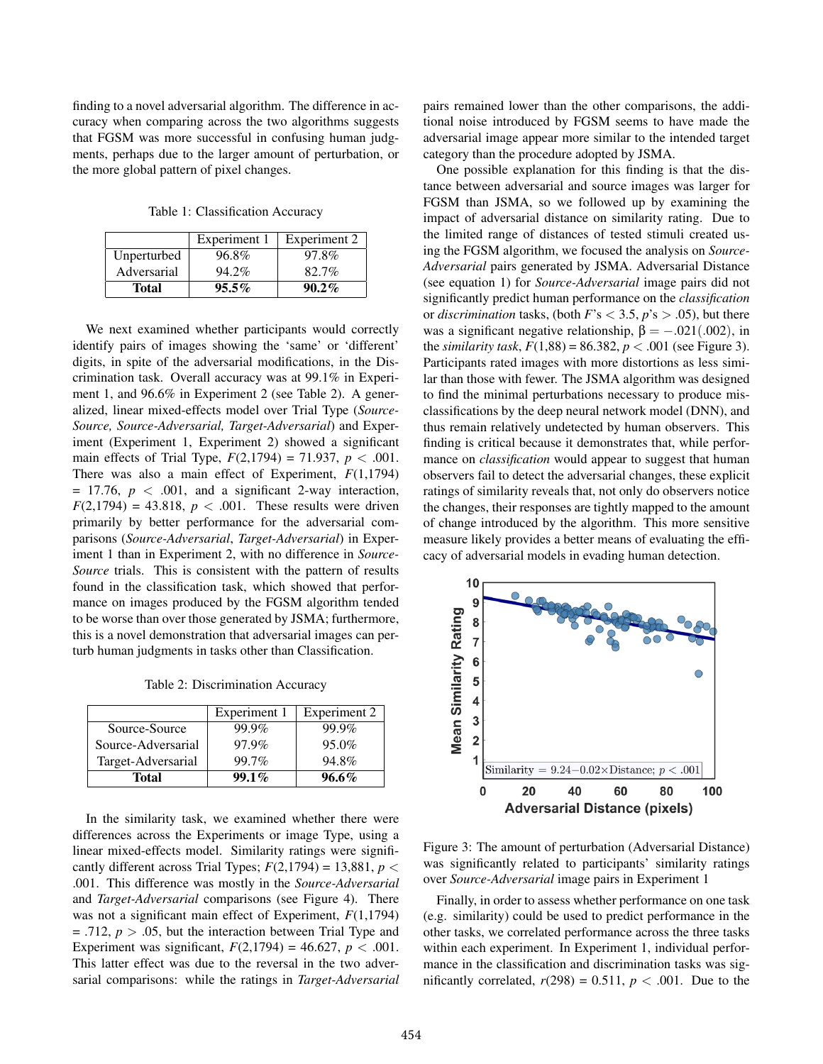finding to a novel adversarial algorithm. The difference in accuracy when comparing across the two algorithms suggests that FGSM was more successful in confusing human judgments, perhaps due to the larger amount of perturbation, or the more global pattern of pixel changes.

Table 1: Classification Accuracy

| | Experiment 1 | Experiment 2 |
|---|---|---|
| Unperturbed | 96.8% | 97.8% |
| Adversarial | 94.2% | 82.7% |
| **Total** | **95.5%** | **90.2%** |

We next examined whether participants would correctly identify pairs of images showing the 'same' or 'different' digits, in spite of the adversarial modifications, in the Discrimination task. Overall accuracy was at 99.1% in Experiment 1, and 96.6% in Experiment 2 (see Table 2). A generalized, linear mixed-effects model over Trial Type (*Source-Source, Source-Adversarial, Target-Adversarial*) and Experiment (Experiment 1, Experiment 2) showed a significant main effects of Trial Type, $F(2,1794) = 71.937$, $p < .001$. There was also a main effect of Experiment, $F(1,1794) = 17.76$, $p < .001$, and a significant 2-way interaction, $F(2,1794) = 43.818$, $p < .001$. These results were driven primarily by better performance for the adversarial comparisons (*Source-Adversarial*, *Target-Adversarial*) in Experiment 1 than in Experiment 2, with no difference in *Source-Source* trials. This is consistent with the pattern of results found in the classification task, which showed that performance on images produced by the FGSM algorithm tended to be worse than over those generated by JSMA; furthermore, this is a novel demonstration that adversarial images can perturb human judgments in tasks other than Classification.

Table 2: Discrimination Accuracy

| | Experiment 1 | Experiment 2 |
|---|---|---|
| Source-Source | 99.9% | 99.9% |
| Source-Adversarial | 97.9% | 95.0% |
| Target-Adversarial | 99.7% | 94.8% |
| **Total** | **99.1%** | **96.6%** |

In the similarity task, we examined whether there were differences across the Experiments or image Type, using a linear mixed-effects model. Similarity ratings were significantly different across Trial Types; $F(2,1794) = 13,881$, $p < .001$. This difference was mostly in the *Source-Adversarial* and *Target-Adversarial* comparisons (see Figure 4). There was not a significant main effect of Experiment, $F(1,1794) = .712$, $p > .05$, but the interaction between Trial Type and Experiment was significant, $F(2,1794) = 46.627$, $p < .001$. This latter effect was due to the reversal in the two adversarial comparisons: while the ratings in *Target-Adversarial* pairs remained lower than the other comparisons, the additional noise introduced by FGSM seems to have made the adversarial image appear more similar to the intended target category than the procedure adopted by JSMA.

One possible explanation for this finding is that the distance between adversarial and source images was larger for FGSM than JSMA, so we followed up by examining the impact of adversarial distance on similarity rating. Due to the limited range of distances of tested stimuli created using the FGSM algorithm, we focused the analysis on *Source-Adversarial* pairs generated by JSMA. Adversarial Distance (see equation 1) for *Source-Adversarial* image pairs did not significantly predict human performance on the *classification* or *discrimination* tasks, (both $F$'s $< 3.5$, $p$'s $> .05$), but there was a significant negative relationship, $\beta = -.021(.002)$, in the *similarity task*, $F(1,88) = 86.382$, $p < .001$ (see Figure 3). Participants rated images with more distortions as less similar than those with fewer. The JSMA algorithm was designed to find the minimal perturbations necessary to produce misclassifications by the deep neural network model (DNN), and thus remain relatively undetected by human observers. This finding is critical because it demonstrates that, while performance on *classification* would appear to suggest that human observers fail to detect the adversarial changes, these explicit ratings of similarity reveals that, not only do observers notice the changes, their responses are tightly mapped to the amount of change introduced by the algorithm. This more sensitive measure likely provides a better means of evaluating the efficacy of adversarial models in evading human detection.

Figure 3: The amount of perturbation (Adversarial Distance) was significantly related to participants' similarity ratings over *Source-Adversarial* image pairs in Experiment 1

Finally, in order to assess whether performance on one task (e.g. similarity) could be used to predict performance in the other tasks, we correlated performance across the three tasks within each experiment. In Experiment 1, individual performance in the classification and discrimination tasks was significantly correlated, $r(298) = 0.511$, $p < .001$. Due to the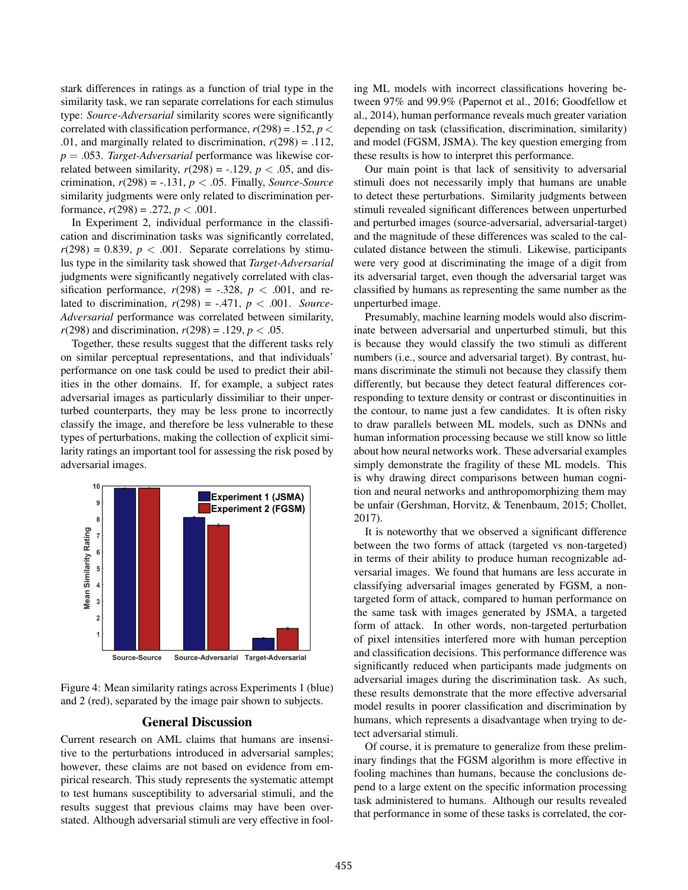stark differences in ratings as a function of trial type in the similarity task, we ran separate correlations for each stimulus type: *Source-Adversarial* similarity scores were significantly correlated with classification performance, $r(298) = .152$, $p < .01$, and marginally related to discrimination, $r(298) = .112$, $p = .053$. *Target-Adversarial* performance was likewise correlated between similarity, $r(298) = -.129$, $p < .05$, and discrimination, $r(298) = -.131$, $p < .05$. Finally, *Source-Source* similarity judgments were only related to discrimination performance, $r(298) = .272$, $p < .001$.

In Experiment 2, individual performance in the classification and discrimination tasks was significantly correlated, $r(298) = 0.839$, $p < .001$. Separate correlations by stimulus type in the similarity task showed that *Target-Adversarial* judgments were significantly negatively correlated with classification performance, $r(298) = -.328$, $p < .001$, and related to discrimination, $r(298) = -.471$, $p < .001$. *Source-Adversarial* performance was correlated between similarity, $r(298)$ and discrimination, $r(298) = .129$, $p < .05$.

Together, these results suggest that the different tasks rely on similar perceptual representations, and that individuals' performance on one task could be used to predict their abilities in the other domains. If, for example, a subject rates adversarial images as particularly dissimiliar to their unperturbed counterparts, they may be less prone to incorrectly classify the image, and therefore be less vulnerable to these types of perturbations, making the collection of explicit similarity ratings an important tool for assessing the risk posed by adversarial images.

Figure 4: Mean similarity ratings across Experiments 1 (blue) and 2 (red), separated by the image pair shown to subjects.

## General Discussion

Current research on AML claims that humans are insensitive to the perturbations introduced in adversarial samples; however, these claims are not based on evidence from empirical research. This study represents the systematic attempt to test humans susceptibility to adversarial stimuli, and the results suggest that previous claims may have been overstated. Although adversarial stimuli are very effective in fooling ML models with incorrect classifications hovering between 97% and 99.9% (Papernot et al., 2016; Goodfellow et al., 2014), human performance reveals much greater variation depending on task (classification, discrimination, similarity) and model (FGSM, JSMA). The key question emerging from these results is how to interpret this performance.

Our main point is that lack of sensitivity to adversarial stimuli does not necessarily imply that humans are unable to detect these perturbations. Similarity judgments between stimuli revealed significant differences between unperturbed and perturbed images (source-adversarial, adversarial-target) and the magnitude of these differences was scaled to the calculated distance between the stimuli. Likewise, participants were very good at discriminating the image of a digit from its adversarial target, even though the adversarial target was classified by humans as representing the same number as the unperturbed image.

Presumably, machine learning models would also discriminate between adversarial and unperturbed stimuli, but this is because they would classify the two stimuli as different numbers (i.e., source and adversarial target). By contrast, humans discriminate the stimuli not because they classify them differently, but because they detect featural differences corresponding to texture density or contrast or discontinuities in the contour, to name just a few candidates. It is often risky to draw parallels between ML models, such as DNNs and human information processing because we still know so little about how neural networks work. These adversarial examples simply demonstrate the fragility of these ML models. This is why drawing direct comparisons between human cognition and neural networks and anthropomorphizing them may be unfair (Gershman, Horvitz, & Tenenbaum, 2015; Chollet, 2017).

It is noteworthy that we observed a significant difference between the two forms of attack (targeted vs non-targeted) in terms of their ability to produce human recognizable adversarial images. We found that humans are less accurate in classifying adversarial images generated by FGSM, a non-targeted form of attack, compared to human performance on the same task with images generated by JSMA, a targeted form of attack. In other words, non-targeted perturbation of pixel intensities interfered more with human perception and classification decisions. This performance difference was significantly reduced when participants made judgments on adversarial images during the discrimination task. As such, these results demonstrate that the more effective adversarial model results in poorer classification and discrimination by humans, which represents a disadvantage when trying to detect adversarial stimuli.

Of course, it is premature to generalize from these preliminary findings that the FGSM algorithm is more effective in fooling machines than humans, because the conclusions depend to a large extent on the specific information processing task administered to humans. Although our results revealed that performance in some of these tasks is correlated, the cor-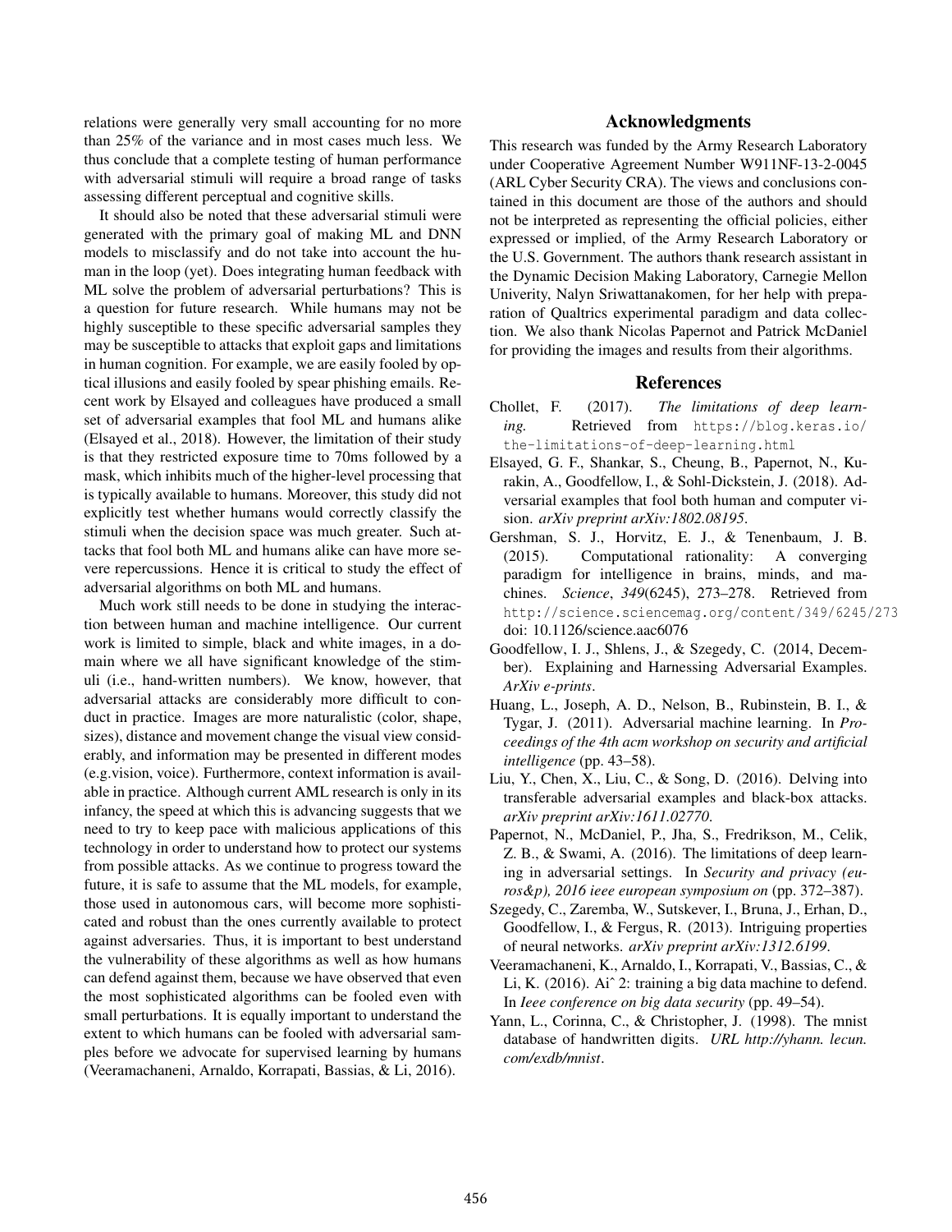relations were generally very small accounting for no more than 25% of the variance and in most cases much less. We thus conclude that a complete testing of human performance with adversarial stimuli will require a broad range of tasks assessing different perceptual and cognitive skills.

It should also be noted that these adversarial stimuli were generated with the primary goal of making ML and DNN models to misclassify and do not take into account the human in the loop (yet). Does integrating human feedback with ML solve the problem of adversarial perturbations? This is a question for future research. While humans may not be highly susceptible to these specific adversarial samples they may be susceptible to attacks that exploit gaps and limitations in human cognition. For example, we are easily fooled by optical illusions and easily fooled by spear phishing emails. Recent work by Elsayed and colleagues have produced a small set of adversarial examples that fool ML and humans alike (Elsayed et al., 2018). However, the limitation of their study is that they restricted exposure time to 70ms followed by a mask, which inhibits much of the higher-level processing that is typically available to humans. Moreover, this study did not explicitly test whether humans would correctly classify the stimuli when the decision space was much greater. Such attacks that fool both ML and humans alike can have more severe repercussions. Hence it is critical to study the effect of adversarial algorithms on both ML and humans.

Much work still needs to be done in studying the interaction between human and machine intelligence. Our current work is limited to simple, black and white images, in a domain where we all have significant knowledge of the stimuli (i.e., hand-written numbers). We know, however, that adversarial attacks are considerably more difficult to conduct in practice. Images are more naturalistic (color, shape, sizes), distance and movement change the visual view considerably, and information may be presented in different modes (e.g.vision, voice). Furthermore, context information is available in practice. Although current AML research is only in its infancy, the speed at which this is advancing suggests that we need to try to keep pace with malicious applications of this technology in order to understand how to protect our systems from possible attacks. As we continue to progress toward the future, it is safe to assume that the ML models, for example, those used in autonomous cars, will become more sophisticated and robust than the ones currently available to protect against adversaries. Thus, it is important to best understand the vulnerability of these algorithms as well as how humans can defend against them, because we have observed that even the most sophisticated algorithms can be fooled even with small perturbations. It is equally important to understand the extent to which humans can be fooled with adversarial samples before we advocate for supervised learning by humans (Veeramachaneni, Arnaldo, Korrapati, Bassias, & Li, 2016).

## Acknowledgments

This research was funded by the Army Research Laboratory under Cooperative Agreement Number W911NF-13-2-0045 (ARL Cyber Security CRA). The views and conclusions contained in this document are those of the authors and should not be interpreted as representing the official policies, either expressed or implied, of the Army Research Laboratory or the U.S. Government. The authors thank research assistant in the Dynamic Decision Making Laboratory, Carnegie Mellon Univerity, Nalyn Sriwattanakomen, for her help with preparation of Qualtrics experimental paradigm and data collection. We also thank Nicolas Papernot and Patrick McDaniel for providing the images and results from their algorithms.

## References

Chollet, F. (2017). *The limitations of deep learning.* Retrieved from https://blog.keras.io/the-limitations-of-deep-learning.html

Elsayed, G. F., Shankar, S., Cheung, B., Papernot, N., Kurakin, A., Goodfellow, I., & Sohl-Dickstein, J. (2018). Adversarial examples that fool both human and computer vision. *arXiv preprint arXiv:1802.08195*.

Gershman, S. J., Horvitz, E. J., & Tenenbaum, J. B. (2015). Computational rationality: A converging paradigm for intelligence in brains, minds, and machines. *Science*, *349*(6245), 273–278. Retrieved from http://science.sciencemag.org/content/349/6245/273 doi: 10.1126/science.aac6076

Goodfellow, I. J., Shlens, J., & Szegedy, C. (2014, December). Explaining and Harnessing Adversarial Examples. *ArXiv e-prints*.

Huang, L., Joseph, A. D., Nelson, B., Rubinstein, B. I., & Tygar, J. (2011). Adversarial machine learning. In *Proceedings of the 4th acm workshop on security and artificial intelligence* (pp. 43–58).

Liu, Y., Chen, X., Liu, C., & Song, D. (2016). Delving into transferable adversarial examples and black-box attacks. *arXiv preprint arXiv:1611.02770*.

Papernot, N., McDaniel, P., Jha, S., Fredrikson, M., Celik, Z. B., & Swami, A. (2016). The limitations of deep learning in adversarial settings. In *Security and privacy (euros&p), 2016 ieee european symposium on* (pp. 372–387).

Szegedy, C., Zaremba, W., Sutskever, I., Bruna, J., Erhan, D., Goodfellow, I., & Fergus, R. (2013). Intriguing properties of neural networks. *arXiv preprint arXiv:1312.6199*.

Veeramachaneni, K., Arnaldo, I., Korrapati, V., Bassias, C., & Li, K. (2016). Aiˆ 2: training a big data machine to defend. In *Ieee conference on big data security* (pp. 49–54).

Yann, L., Corinna, C., & Christopher, J. (1998). The mnist database of handwritten digits. *URL http://yhann. lecun. com/exdb/mnist*.